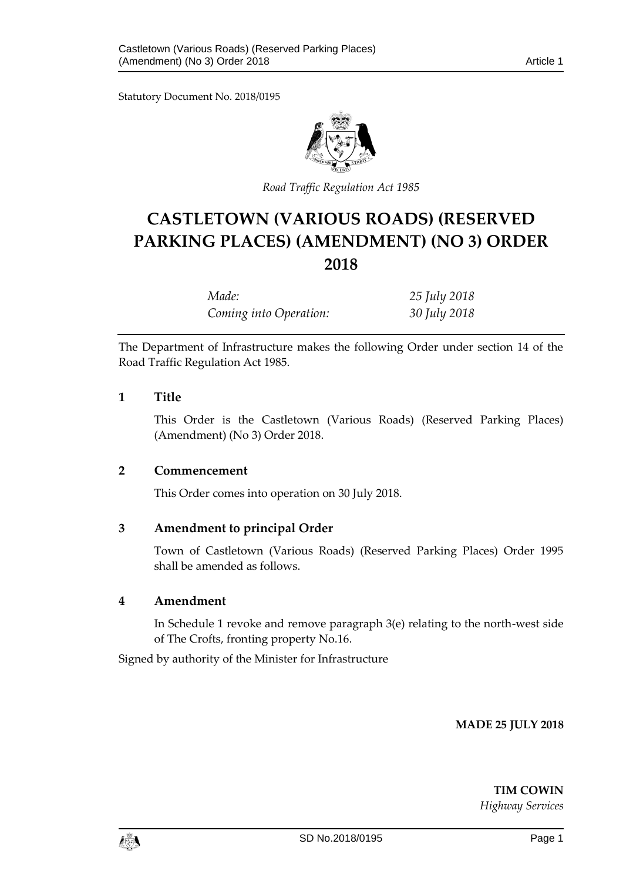Statutory Document No. 2018/0195

*Road Traffic Regulation Act 1985*

# CASTLETOWN (VARIOUS ROADS) (RESERVED PARKING PLACES) (AMENDMENT) (NO 3) ORDER 2018

| | |
|---|---|
| *Made:* | *25 July 2018* |
| *Coming into Operation:* | *30 July 2018* |

The Department of Infrastructure makes the following Order under section 14 of the Road Traffic Regulation Act 1985.

## 1 Title

This Order is the Castletown (Various Roads) (Reserved Parking Places) (Amendment) (No 3) Order 2018.

## 2 Commencement

This Order comes into operation on 30 July 2018.

## 3 Amendment to principal Order

Town of Castletown (Various Roads) (Reserved Parking Places) Order 1995 shall be amended as follows.

## 4 Amendment

In Schedule 1 revoke and remove paragraph 3(e) relating to the north-west side of The Crofts, fronting property No.16.

Signed by authority of the Minister for Infrastructure

**MADE 25 JULY 2018**

**TIM COWIN**
*Highway Services*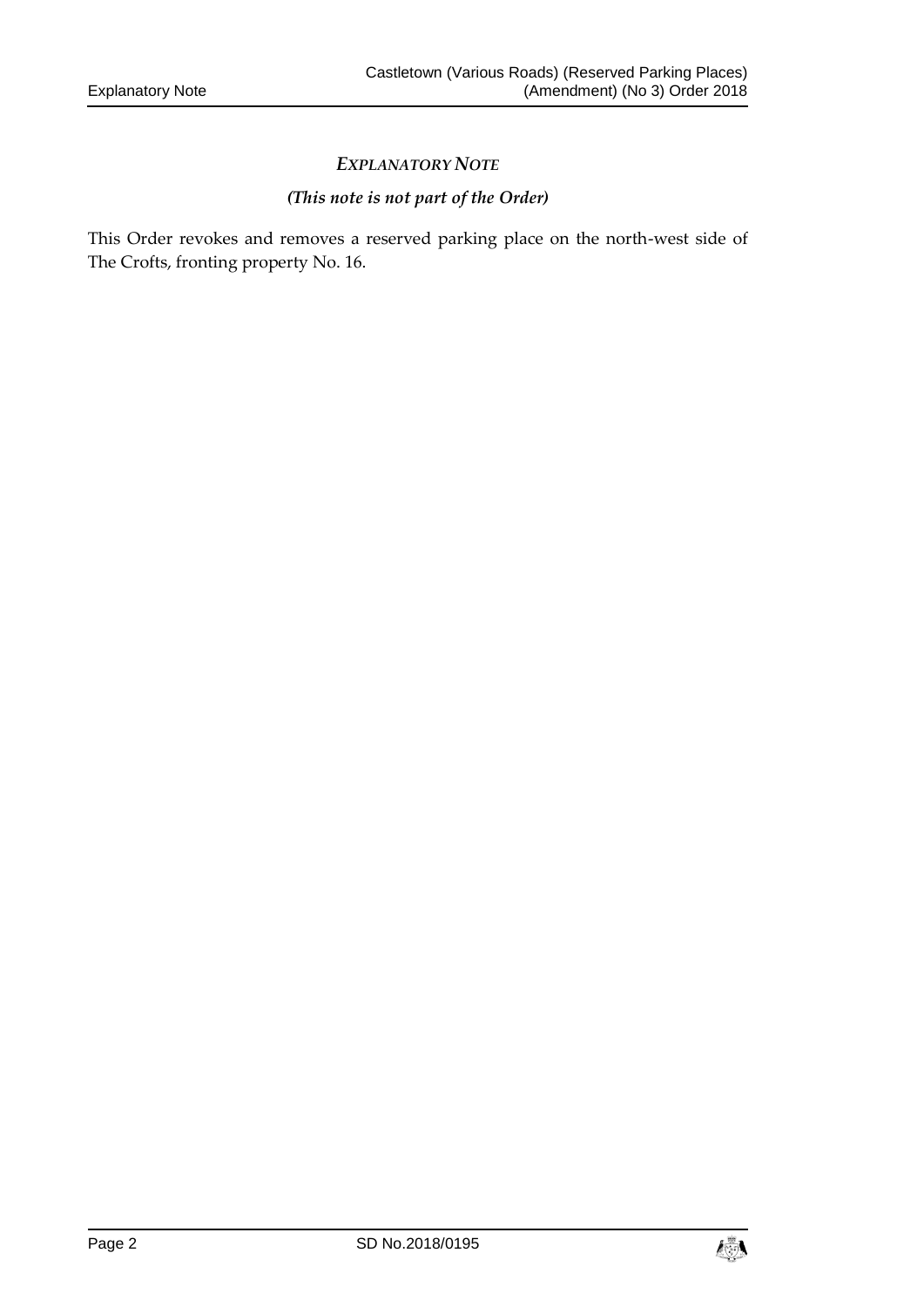## *EXPLANATORY NOTE*

***(This note is not part of the Order)***

This Order revokes and removes a reserved parking place on the north-west side of The Crofts, fronting property No. 16.